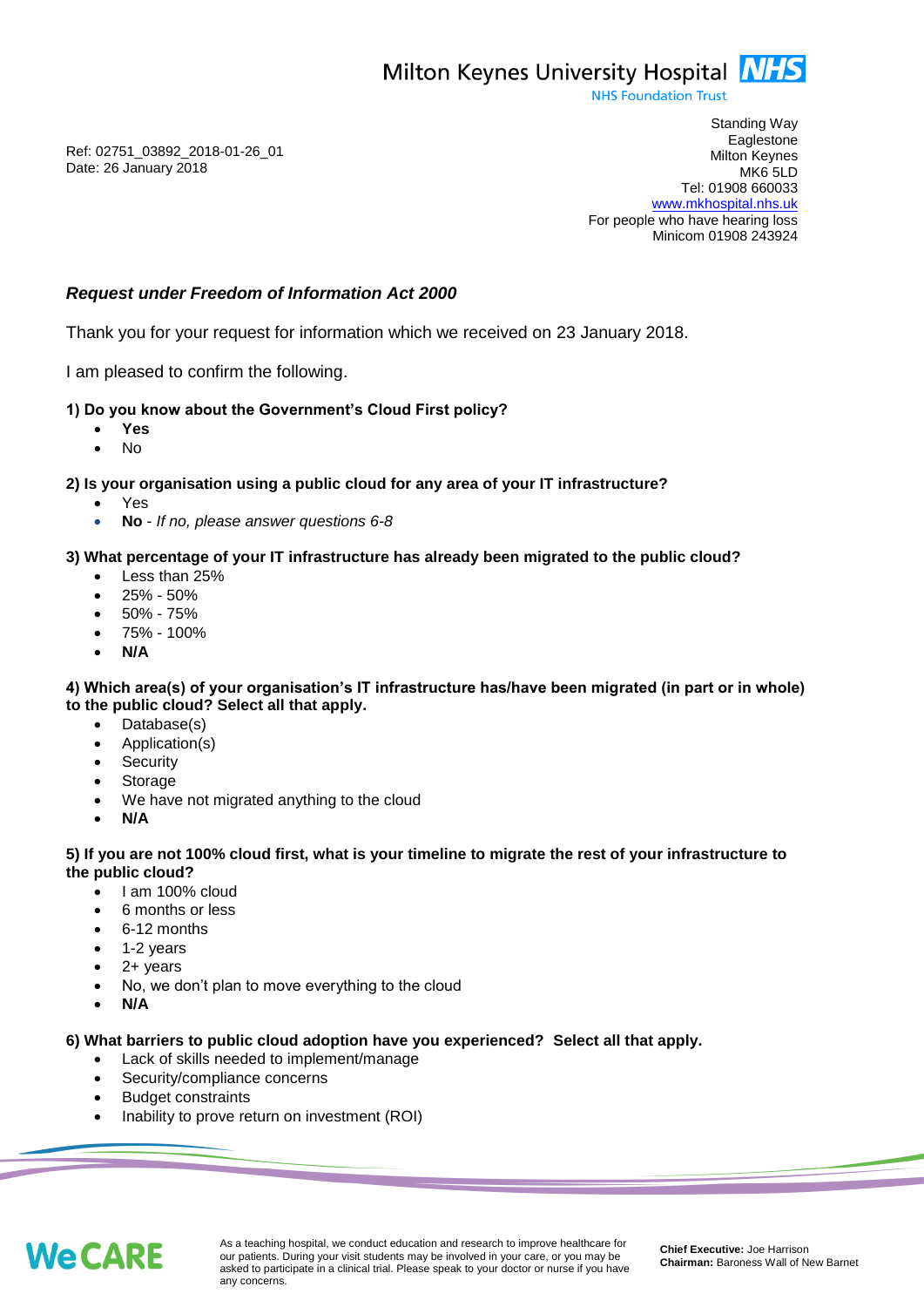Milton Keynes University Hospital NHS
NHS Foundation Trust

Standing Way
Eaglestone
Milton Keynes
MK6 5LD
Tel: 01908 660033
www.mkhospital.nhs.uk
For people who have hearing loss
Minicom 01908 243924

Ref: 02751_03892_2018-01-26_01
Date: 26 January 2018

***Request under Freedom of Information Act 2000***

Thank you for your request for information which we received on 23 January 2018.

I am pleased to confirm the following.

**1) Do you know about the Government's Cloud First policy?**

- **Yes**
- No

**2) Is your organisation using a public cloud for any area of your IT infrastructure?**

- Yes
- **No** - *If no, please answer questions 6-8*

**3) What percentage of your IT infrastructure has already been migrated to the public cloud?**

- Less than 25%
- 25% - 50%
- 50% - 75%
- 75% - 100%
- **N/A**

**4) Which area(s) of your organisation's IT infrastructure has/have been migrated (in part or in whole) to the public cloud? Select all that apply.**

- Database(s)
- Application(s)
- Security
- Storage
- We have not migrated anything to the cloud
- **N/A**

**5) If you are not 100% cloud first, what is your timeline to migrate the rest of your infrastructure to the public cloud?**

- I am 100% cloud
- 6 months or less
- 6-12 months
- 1-2 years
- 2+ years
- No, we don't plan to move everything to the cloud
- **N/A**

**6) What barriers to public cloud adoption have you experienced? Select all that apply.**

- Lack of skills needed to implement/manage
- Security/compliance concerns
- Budget constraints
- Inability to prove return on investment (ROI)

WeCARE

As a teaching hospital, we conduct education and research to improve healthcare for our patients. During your visit students may be involved in your care, or you may be asked to participate in a clinical trial. Please speak to your doctor or nurse if you have any concerns.

**Chief Executive:** Joe Harrison
**Chairman:** Baroness Wall of New Barnet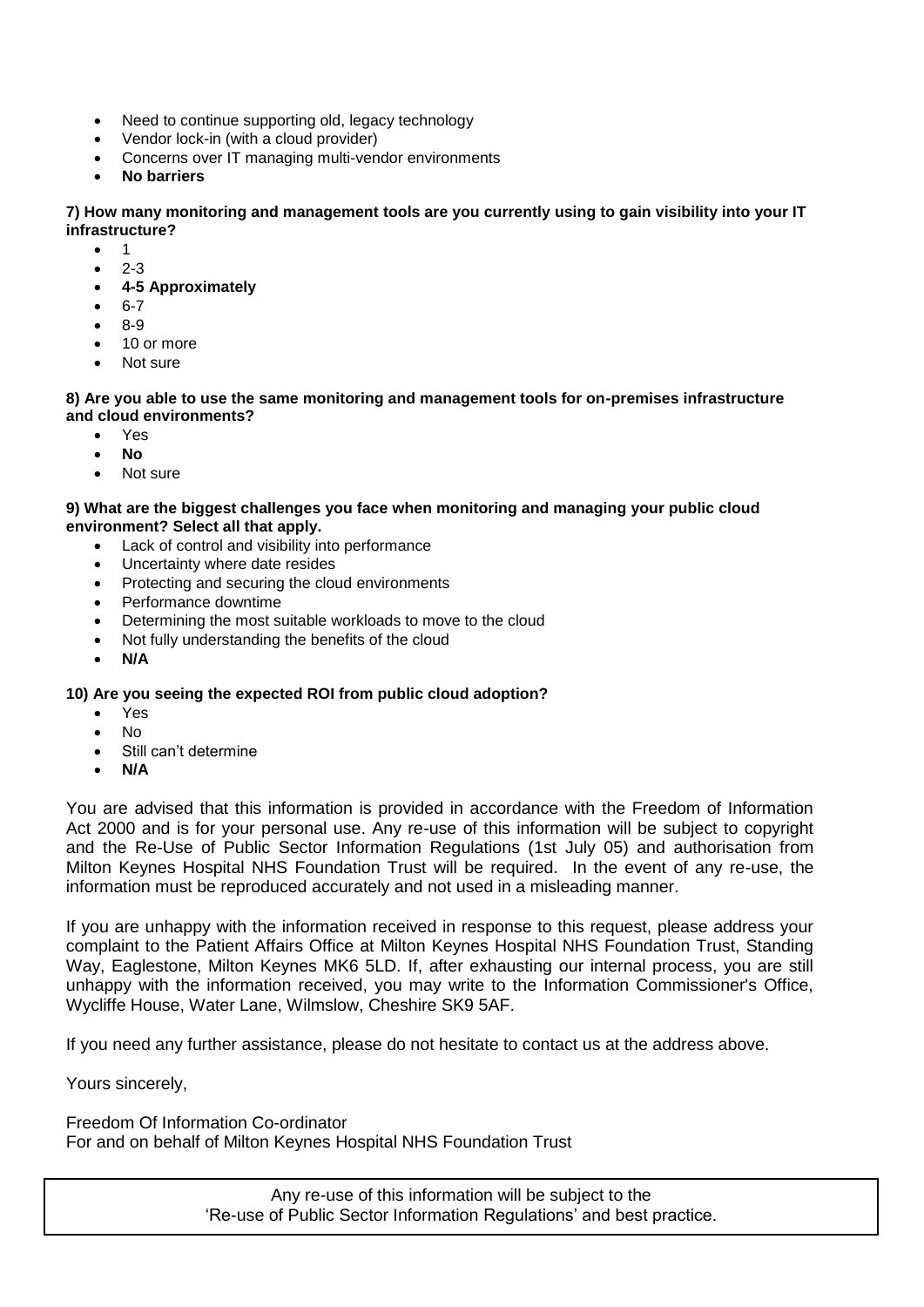- Need to continue supporting old, legacy technology
- Vendor lock-in (with a cloud provider)
- Concerns over IT managing multi-vendor environments
- **No barriers**

**7) How many monitoring and management tools are you currently using to gain visibility into your IT infrastructure?**

- 1
- 2-3
- **4-5 Approximately**
- 6-7
- 8-9
- 10 or more
- Not sure

**8) Are you able to use the same monitoring and management tools for on-premises infrastructure and cloud environments?**

- Yes
- **No**
- Not sure

**9) What are the biggest challenges you face when monitoring and managing your public cloud environment? Select all that apply.**

- Lack of control and visibility into performance
- Uncertainty where date resides
- Protecting and securing the cloud environments
- Performance downtime
- Determining the most suitable workloads to move to the cloud
- Not fully understanding the benefits of the cloud
- **N/A**

**10) Are you seeing the expected ROI from public cloud adoption?**

- Yes
- No
- Still can't determine
- **N/A**

You are advised that this information is provided in accordance with the Freedom of Information Act 2000 and is for your personal use. Any re-use of this information will be subject to copyright and the Re-Use of Public Sector Information Regulations (1st July 05) and authorisation from Milton Keynes Hospital NHS Foundation Trust will be required. In the event of any re-use, the information must be reproduced accurately and not used in a misleading manner.

If you are unhappy with the information received in response to this request, please address your complaint to the Patient Affairs Office at Milton Keynes Hospital NHS Foundation Trust, Standing Way, Eaglestone, Milton Keynes MK6 5LD. If, after exhausting our internal process, you are still unhappy with the information received, you may write to the Information Commissioner's Office, Wycliffe House, Water Lane, Wilmslow, Cheshire SK9 5AF.

If you need any further assistance, please do not hesitate to contact us at the address above.

Yours sincerely,

Freedom Of Information Co-ordinator
For and on behalf of Milton Keynes Hospital NHS Foundation Trust

Any re-use of this information will be subject to the
'Re-use of Public Sector Information Regulations' and best practice.